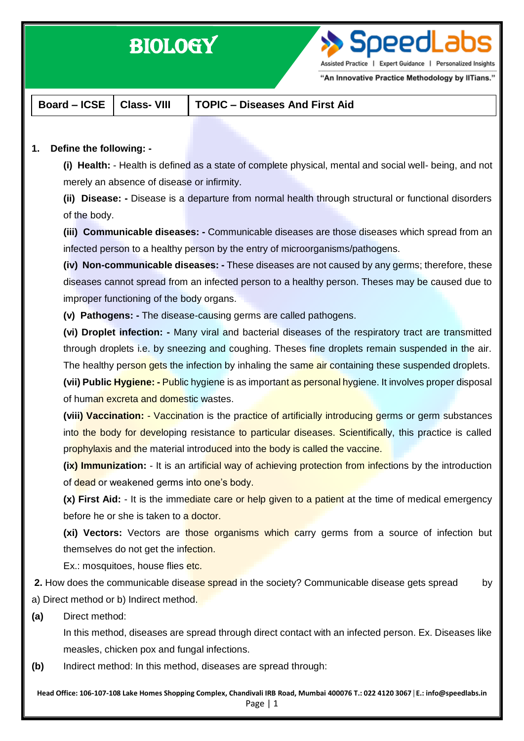# BIOLOGY

| Board – ICSE | Class- VIII | TOPIC – Diseases And First Aid |
|---|---|---|

**1. Define the following: -**

**(i) Health:** - Health is defined as a state of complete physical, mental and social well- being, and not merely an absence of disease or infirmity.

**(ii) Disease: -** Disease is a departure from normal health through structural or functional disorders of the body.

**(iii) Communicable diseases: -** Communicable diseases are those diseases which spread from an infected person to a healthy person by the entry of microorganisms/pathogens.

**(iv) Non-communicable diseases: -** These diseases are not caused by any germs; therefore, these diseases cannot spread from an infected person to a healthy person. Theses may be caused due to improper functioning of the body organs.

**(v) Pathogens: -** The disease-causing germs are called pathogens.

**(vi) Droplet infection: -** Many viral and bacterial diseases of the respiratory tract are transmitted through droplets i.e. by sneezing and coughing. Theses fine droplets remain suspended in the air. The healthy person gets the infection by inhaling the same air containing these suspended droplets.

**(vii) Public Hygiene: -** Public hygiene is as important as personal hygiene. It involves proper disposal of human excreta and domestic wastes.

**(viii) Vaccination:** - Vaccination is the practice of artificially introducing germs or germ substances into the body for developing resistance to particular diseases. Scientifically, this practice is called prophylaxis and the material introduced into the body is called the vaccine.

**(ix) Immunization:** - It is an artificial way of achieving protection from infections by the introduction of dead or weakened germs into one's body.

**(x) First Aid:** - It is the immediate care or help given to a patient at the time of medical emergency before he or she is taken to a doctor.

**(xi) Vectors:** Vectors are those organisms which carry germs from a source of infection but themselves do not get the infection.

Ex.: mosquitoes, house flies etc.

**2.** How does the communicable disease spread in the society? Communicable disease gets spread by a) Direct method or b) Indirect method.

**(a)** Direct method:

In this method, diseases are spread through direct contact with an infected person. Ex. Diseases like measles, chicken pox and fungal infections.

**(b)** Indirect method: In this method, diseases are spread through: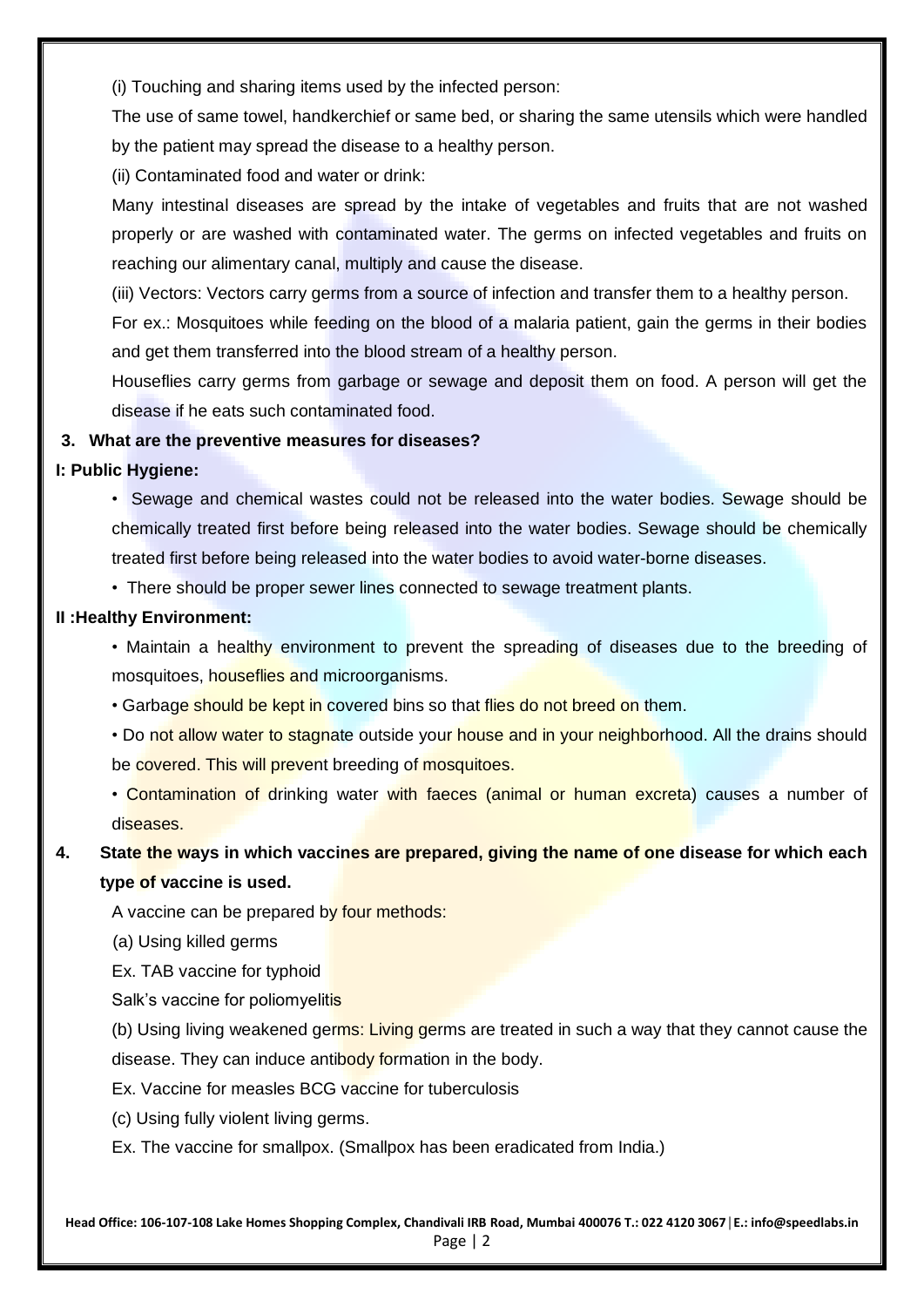(i) Touching and sharing items used by the infected person:

The use of same towel, handkerchief or same bed, or sharing the same utensils which were handled by the patient may spread the disease to a healthy person.

(ii) Contaminated food and water or drink:

Many intestinal diseases are spread by the intake of vegetables and fruits that are not washed properly or are washed with contaminated water. The germs on infected vegetables and fruits on reaching our alimentary canal, multiply and cause the disease.

(iii) Vectors: Vectors carry germs from a source of infection and transfer them to a healthy person.

For ex.: Mosquitoes while feeding on the blood of a malaria patient, gain the germs in their bodies and get them transferred into the blood stream of a healthy person.

Houseflies carry germs from garbage or sewage and deposit them on food. A person will get the disease if he eats such contaminated food.

**3. What are the preventive measures for diseases?**

**I: Public Hygiene:**

- Sewage and chemical wastes could not be released into the water bodies. Sewage should be chemically treated first before being released into the water bodies. Sewage should be chemically treated first before being released into the water bodies to avoid water-borne diseases.
- There should be proper sewer lines connected to sewage treatment plants.

**II :Healthy Environment:**

- Maintain a healthy environment to prevent the spreading of diseases due to the breeding of mosquitoes, houseflies and microorganisms.
- Garbage should be kept in covered bins so that flies do not breed on them.
- Do not allow water to stagnate outside your house and in your neighborhood. All the drains should be covered. This will prevent breeding of mosquitoes.
- Contamination of drinking water with faeces (animal or human excreta) causes a number of diseases.

**4. State the ways in which vaccines are prepared, giving the name of one disease for which each type of vaccine is used.**

A vaccine can be prepared by four methods:

(a) Using killed germs

Ex. TAB vaccine for typhoid

Salk's vaccine for poliomyelitis

(b) Using living weakened germs: Living germs are treated in such a way that they cannot cause the disease. They can induce antibody formation in the body.

Ex. Vaccine for measles BCG vaccine for tuberculosis

(c) Using fully violent living germs.

Ex. The vaccine for smallpox. (Smallpox has been eradicated from India.)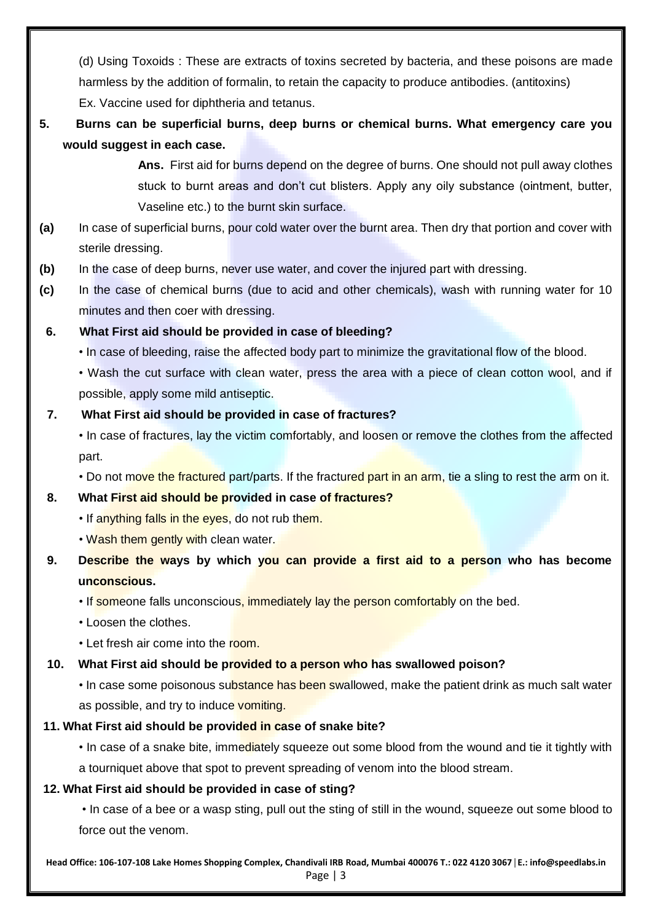(d) Using Toxoids : These are extracts of toxins secreted by bacteria, and these poisons are made harmless by the addition of formalin, to retain the capacity to produce antibodies. (antitoxins)
Ex. Vaccine used for diphtheria and tetanus.

**5. Burns can be superficial burns, deep burns or chemical burns. What emergency care you would suggest in each case.**

**Ans.** First aid for burns depend on the degree of burns. One should not pull away clothes stuck to burnt areas and don't cut blisters. Apply any oily substance (ointment, butter, Vaseline etc.) to the burnt skin surface.

**(a)** In case of superficial burns, pour cold water over the burnt area. Then dry that portion and cover with sterile dressing.

**(b)** In the case of deep burns, never use water, and cover the injured part with dressing.

**(c)** In the case of chemical burns (due to acid and other chemicals), wash with running water for 10 minutes and then coer with dressing.

**6. What First aid should be provided in case of bleeding?**

- In case of bleeding, raise the affected body part to minimize the gravitational flow of the blood.
- Wash the cut surface with clean water, press the area with a piece of clean cotton wool, and if possible, apply some mild antiseptic.

**7. What First aid should be provided in case of fractures?**

- In case of fractures, lay the victim comfortably, and loosen or remove the clothes from the affected part.
- Do not move the fractured part/parts. If the fractured part in an arm, tie a sling to rest the arm on it.

**8. What First aid should be provided in case of fractures?**

- If anything falls in the eyes, do not rub them.
- Wash them gently with clean water.

**9. Describe the ways by which you can provide a first aid to a person who has become unconscious.**

- If someone falls unconscious, immediately lay the person comfortably on the bed.
- Loosen the clothes.
- Let fresh air come into the room.

**10. What First aid should be provided to a person who has swallowed poison?**

- In case some poisonous substance has been swallowed, make the patient drink as much salt water as possible, and try to induce vomiting.

**11. What First aid should be provided in case of snake bite?**

- In case of a snake bite, immediately squeeze out some blood from the wound and tie it tightly with a tourniquet above that spot to prevent spreading of venom into the blood stream.

**12. What First aid should be provided in case of sting?**

- In case of a bee or a wasp sting, pull out the sting of still in the wound, squeeze out some blood to force out the venom.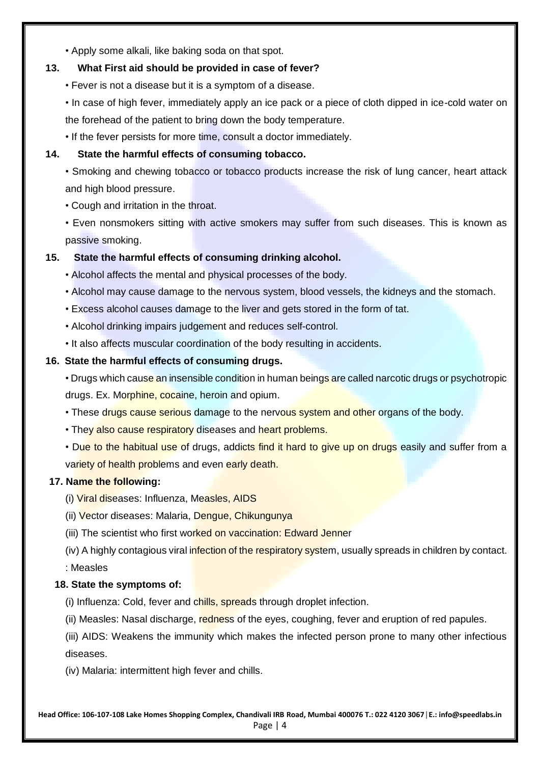• Apply some alkali, like baking soda on that spot.

**13. What First aid should be provided in case of fever?**

• Fever is not a disease but it is a symptom of a disease.

• In case of high fever, immediately apply an ice pack or a piece of cloth dipped in ice-cold water on the forehead of the patient to bring down the body temperature.

• If the fever persists for more time, consult a doctor immediately.

**14. State the harmful effects of consuming tobacco.**

• Smoking and chewing tobacco or tobacco products increase the risk of lung cancer, heart attack and high blood pressure.

• Cough and irritation in the throat.

• Even nonsmokers sitting with active smokers may suffer from such diseases. This is known as passive smoking.

**15. State the harmful effects of consuming drinking alcohol.**

• Alcohol affects the mental and physical processes of the body.

• Alcohol may cause damage to the nervous system, blood vessels, the kidneys and the stomach.

• Excess alcohol causes damage to the liver and gets stored in the form of tat.

• Alcohol drinking impairs judgement and reduces self-control.

• It also affects muscular coordination of the body resulting in accidents.

**16. State the harmful effects of consuming drugs.**

• Drugs which cause an insensible condition in human beings are called narcotic drugs or psychotropic drugs. Ex. Morphine, cocaine, heroin and opium.

• These drugs cause serious damage to the nervous system and other organs of the body.

• They also cause respiratory diseases and heart problems.

• Due to the habitual use of drugs, addicts find it hard to give up on drugs easily and suffer from a variety of health problems and even early death.

**17. Name the following:**

(i) Viral diseases: Influenza, Measles, AIDS

(ii) Vector diseases: Malaria, Dengue, Chikungunya

(iii) The scientist who first worked on vaccination: Edward Jenner

(iv) A highly contagious viral infection of the respiratory system, usually spreads in children by contact. : Measles

**18. State the symptoms of:**

(i) Influenza: Cold, fever and chills, spreads through droplet infection.

(ii) Measles: Nasal discharge, redness of the eyes, coughing, fever and eruption of red papules.

(iii) AIDS: Weakens the immunity which makes the infected person prone to many other infectious diseases.

(iv) Malaria: intermittent high fever and chills.